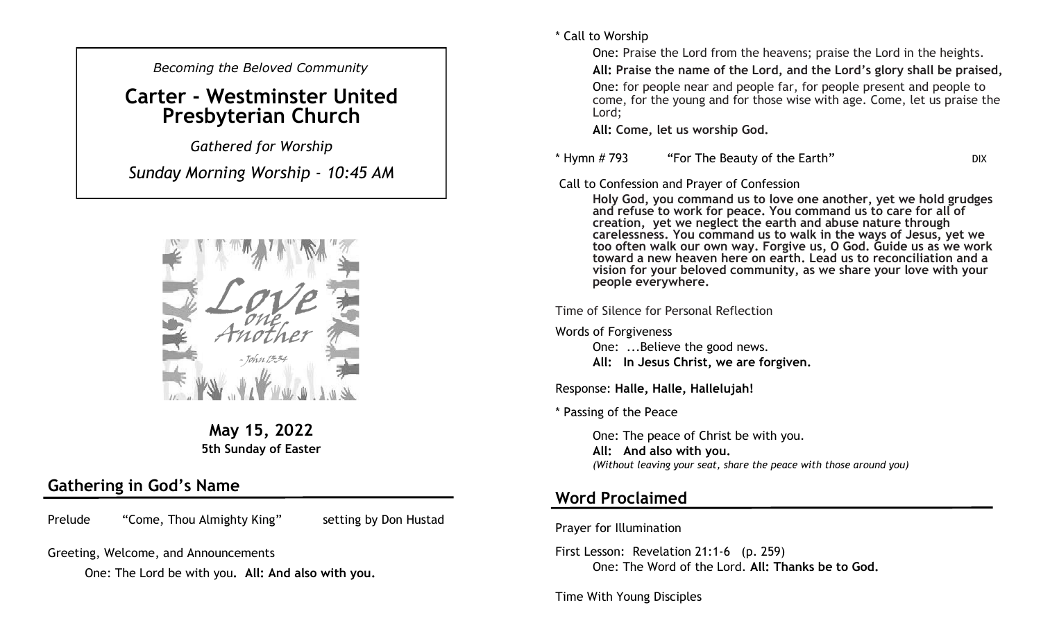*Becoming the Beloved Community*

# Carter - Westminster United Presbyterian Church

*Gathered for Worship*

*Sunday Morning Worship - 10:45 AM*

**May 15, 2022**
**5th Sunday of Easter**

## Gathering in God's Name

Prelude "Come, Thou Almighty King" setting by Don Hustad

Greeting, Welcome, and Announcements

One: The Lord be with you. **All: And also with you.**

\* Call to Worship

One: Praise the Lord from the heavens; praise the Lord in the heights.

**All: Praise the name of the Lord, and the Lord's glory shall be praised,**

One: for people near and people far, for people present and people to come, for the young and for those wise with age. Come, let us praise the Lord;

**All: Come, let us worship God.**

\* Hymn # 793 "For The Beauty of the Earth" DIX

Call to Confession and Prayer of Confession

**Holy God, you command us to love one another, yet we hold grudges and refuse to work for peace. You command us to care for all of creation, yet we neglect the earth and abuse nature through carelessness. You command us to walk in the ways of Jesus, yet we too often walk our own way. Forgive us, O God. Guide us as we work toward a new heaven here on earth. Lead us to reconciliation and a vision for your beloved community, as we share your love with your people everywhere.**

Time of Silence for Personal Reflection

Words of Forgiveness

One: ...Believe the good news.

**All: In Jesus Christ, we are forgiven.**

Response: **Halle, Halle, Hallelujah!**

\* Passing of the Peace

One: The peace of Christ be with you.

**All: And also with you.**

*(Without leaving your seat, share the peace with those around you)*

## Word Proclaimed

Prayer for Illumination

First Lesson: Revelation 21:1-6 (p. 259)

One: The Word of the Lord. **All: Thanks be to God.**

Time With Young Disciples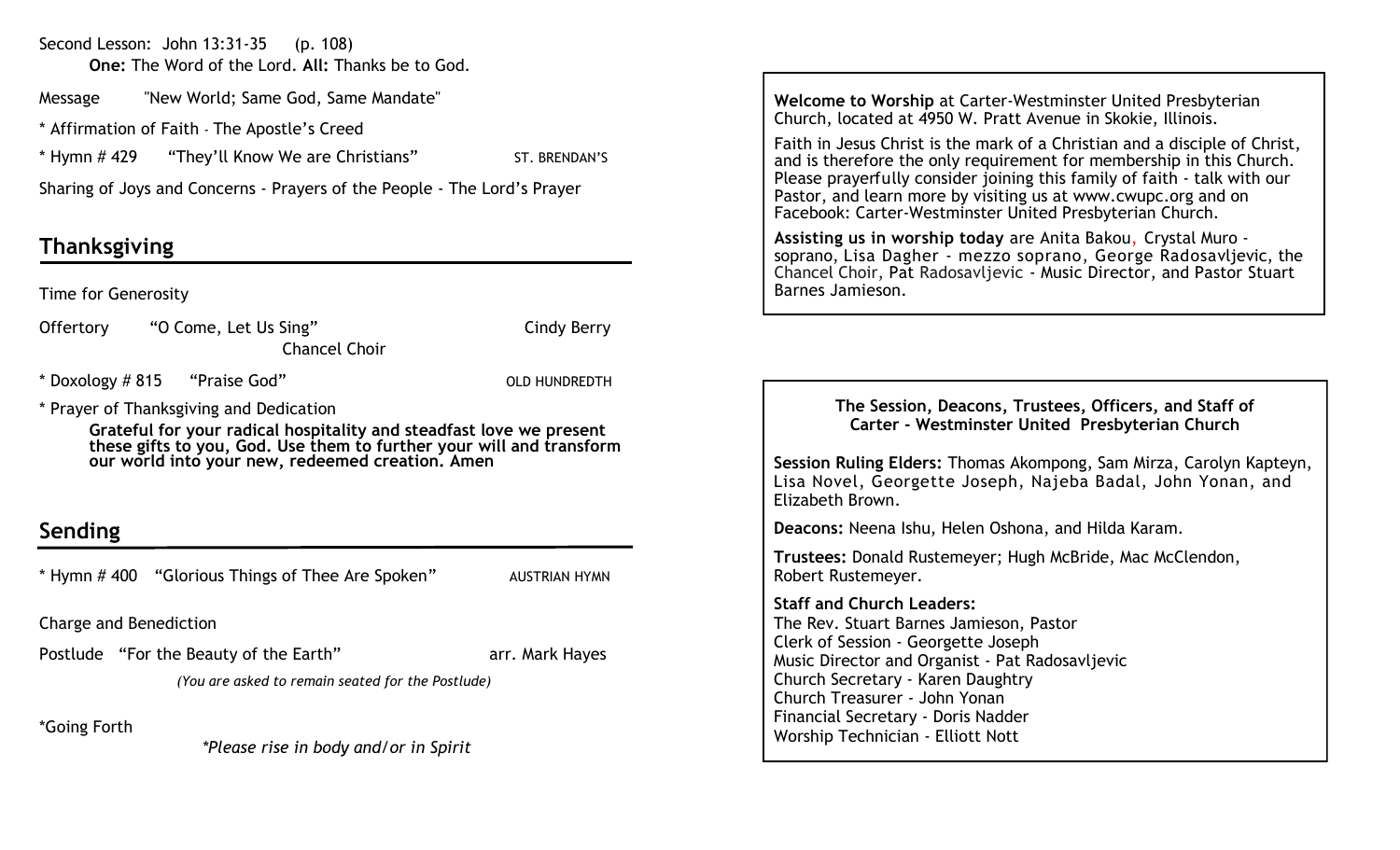Second Lesson: John 13:31-35 (p. 108)

**One:** The Word of the Lord. **All:** Thanks be to God.

Message "New World; Same God, Same Mandate"

* Affirmation of Faith - The Apostle's Creed

* Hymn # 429 "They'll Know We are Christians" ST. BRENDAN'S

Sharing of Joys and Concerns - Prayers of the People - The Lord's Prayer

## Thanksgiving

Time for Generosity

Offertory "O Come, Let Us Sing" Cindy Berry
Chancel Choir

* Doxology # 815 "Praise God" OLD HUNDREDTH

* Prayer of Thanksgiving and Dedication

**Grateful for your radical hospitality and steadfast love we present these gifts to you, God. Use them to further your will and transform our world into your new, redeemed creation. Amen**

## Sending

* Hymn # 400 "Glorious Things of Thee Are Spoken" AUSTRIAN HYMN

Charge and Benediction

Postlude "For the Beauty of the Earth" arr. Mark Hayes

*(You are asked to remain seated for the Postlude)*

*Going Forth

*\*Please rise in body and/or in Spirit*

**Welcome to Worship** at Carter-Westminster United Presbyterian Church, located at 4950 W. Pratt Avenue in Skokie, Illinois.

Faith in Jesus Christ is the mark of a Christian and a disciple of Christ, and is therefore the only requirement for membership in this Church. Please prayerfully consider joining this family of faith - talk with our Pastor, and learn more by visiting us at www.cwupc.org and on Facebook: Carter-Westminster United Presbyterian Church.

**Assisting us in worship today** are Anita Bakou, Crystal Muro - soprano, Lisa Dagher - mezzo soprano, George Radosavljevic, the Chancel Choir, Pat Radosavljevic - Music Director, and Pastor Stuart Barnes Jamieson.

**The Session, Deacons, Trustees, Officers, and Staff of Carter - Westminster United Presbyterian Church**

**Session Ruling Elders:** Thomas Akompong, Sam Mirza, Carolyn Kapteyn, Lisa Novel, Georgette Joseph, Najeba Badal, John Yonan, and Elizabeth Brown.

**Deacons:** Neena Ishu, Helen Oshona, and Hilda Karam.

**Trustees:** Donald Rustemeyer; Hugh McBride, Mac McClendon, Robert Rustemeyer.

**Staff and Church Leaders:**
The Rev. Stuart Barnes Jamieson, Pastor
Clerk of Session - Georgette Joseph
Music Director and Organist - Pat Radosavljevic
Church Secretary - Karen Daughtry
Church Treasurer - John Yonan
Financial Secretary - Doris Nadder
Worship Technician - Elliott Nott